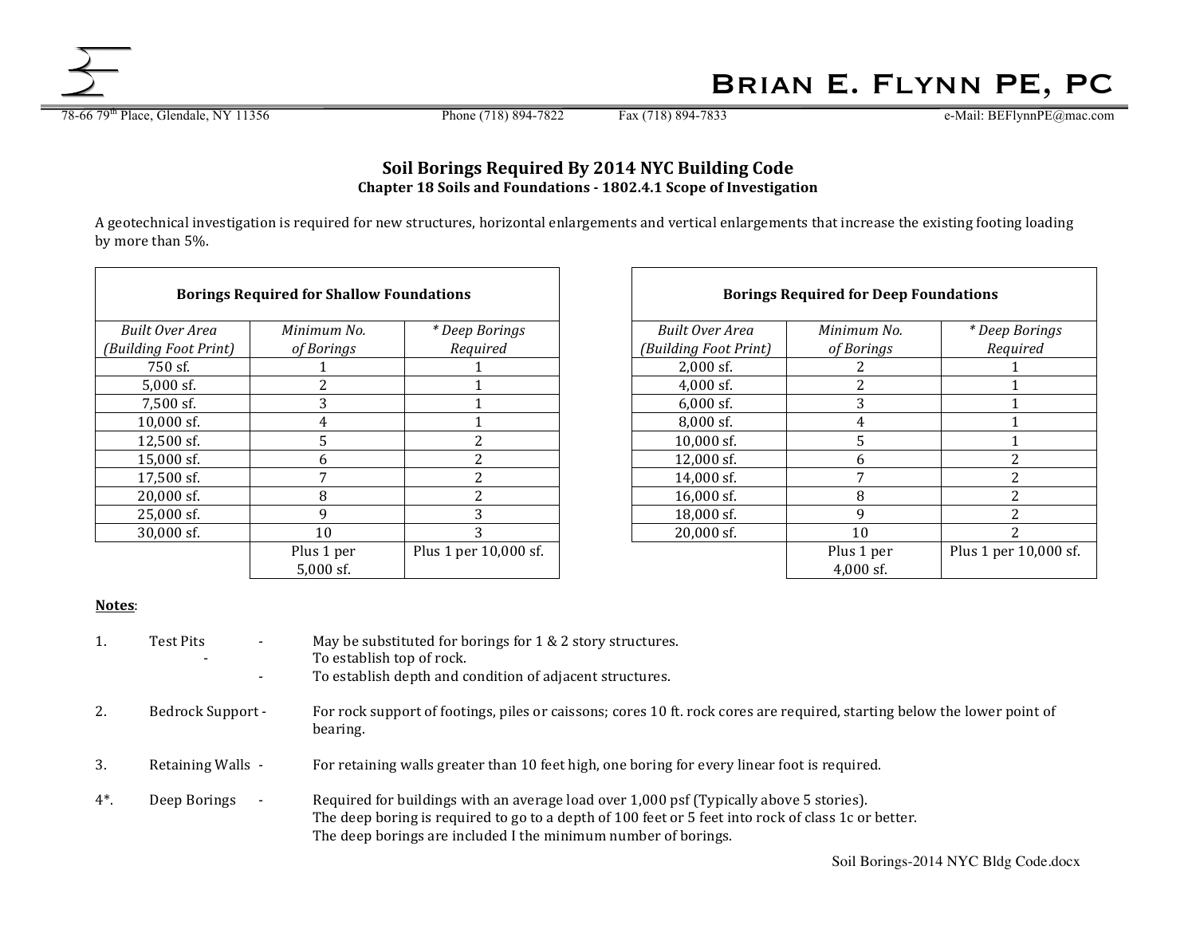# Brian E. Flynn PE, PC

78-66 79th Place, Glendale, NY 11356 Phone (718) 894-7822 Fax (718) 894-7833 e-Mail: BEFlynnPE@mac.com

## Soil Borings Required By 2014 NYC Building Code

### Chapter 18 Soils and Foundations - 1802.4.1 Scope of Investigation

A geotechnical investigation is required for new structures, horizontal enlargements and vertical enlargements that increase the existing footing loading by more than 5%.

| **Borings Required for Shallow Foundations** | | |
|---|---|---|
| *Built Over Area (Building Foot Print)* | *Minimum No. of Borings* | *\* Deep Borings Required* |
| 750 sf. | 1 | 1 |
| 5,000 sf. | 2 | 1 |
| 7,500 sf. | 3 | 1 |
| 10,000 sf. | 4 | 1 |
| 12,500 sf. | 5 | 2 |
| 15,000 sf. | 6 | 2 |
| 17,500 sf. | 7 | 2 |
| 20,000 sf. | 8 | 2 |
| 25,000 sf. | 9 | 3 |
| 30,000 sf. | 10 | 3 |
| | Plus 1 per 5,000 sf. | Plus 1 per 10,000 sf. |

| **Borings Required for Deep Foundations** | | |
|---|---|---|
| *Built Over Area (Building Foot Print)* | *Minimum No. of Borings* | *\* Deep Borings Required* |
| 2,000 sf. | 2 | 1 |
| 4,000 sf. | 2 | 1 |
| 6,000 sf. | 3 | 1 |
| 8,000 sf. | 4 | 1 |
| 10,000 sf. | 5 | 1 |
| 12,000 sf. | 6 | 2 |
| 14,000 sf. | 7 | 2 |
| 16,000 sf. | 8 | 2 |
| 18,000 sf. | 9 | 2 |
| 20,000 sf. | 10 | 2 |
| | Plus 1 per 4,000 sf. | Plus 1 per 10,000 sf. |

**Notes**:

1. Test Pits - May be substituted for borings for 1 & 2 story structures.
   - To establish top of rock.
   - To establish depth and condition of adjacent structures.

2. Bedrock Support - For rock support of footings, piles or caissons; cores 10 ft. rock cores are required, starting below the lower point of bearing.

3. Retaining Walls - For retaining walls greater than 10 feet high, one boring for every linear foot is required.

4*. Deep Borings - Required for buildings with an average load over 1,000 psf (Typically above 5 stories).
   The deep boring is required to go to a depth of 100 feet or 5 feet into rock of class 1c or better.
   The deep borings are included I the minimum number of borings.

Soil Borings-2014 NYC Bldg Code.docx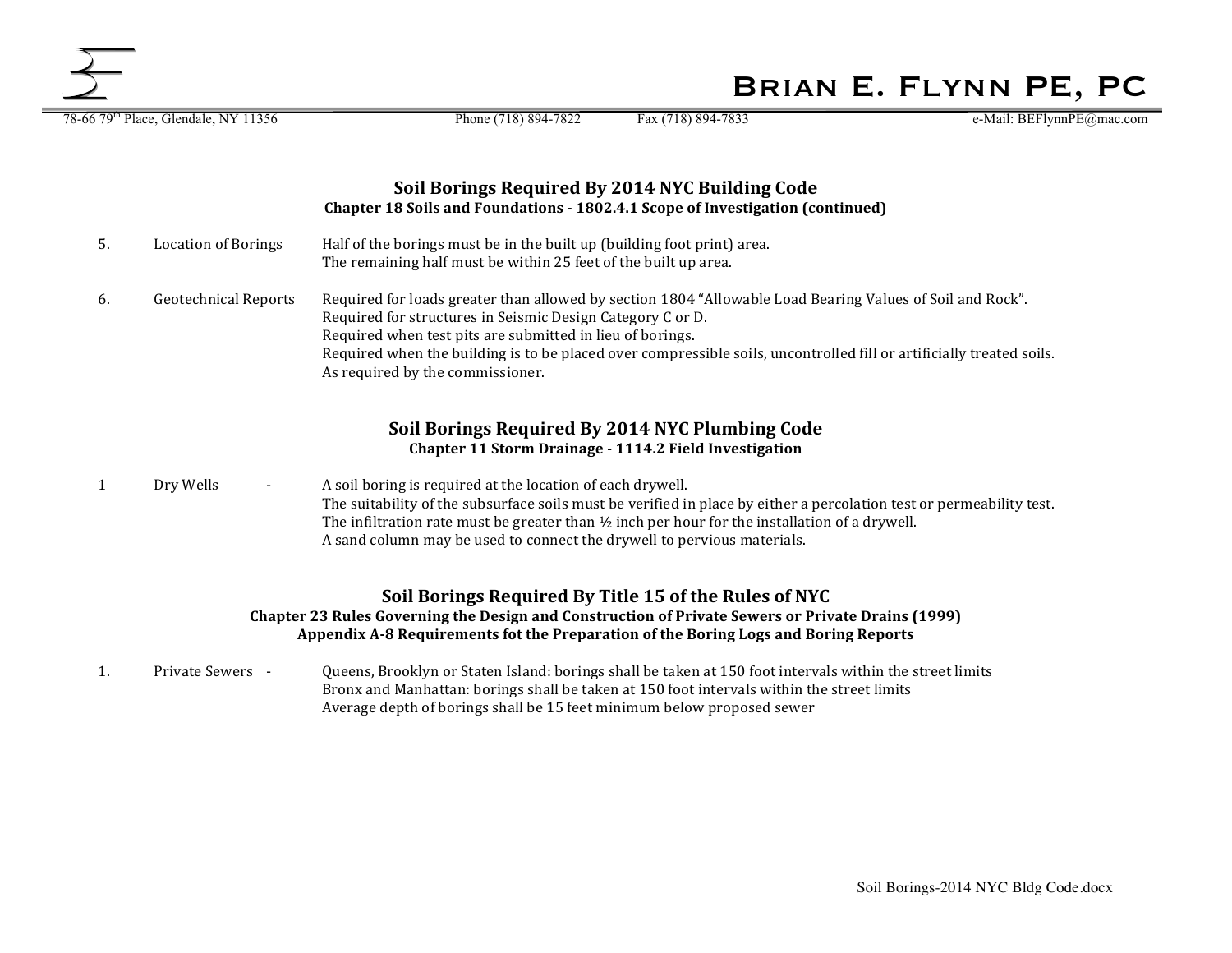## Soil Borings Required By 2014 NYC Building Code

**Chapter 18 Soils and Foundations - 1802.4.1 Scope of Investigation (continued)**

5. Location of Borings
   Half of the borings must be in the built up (building foot print) area.
   The remaining half must be within 25 feet of the built up area.

6. Geotechnical Reports
   Required for loads greater than allowed by section 1804 "Allowable Load Bearing Values of Soil and Rock".
   Required for structures in Seismic Design Category C or D.
   Required when test pits are submitted in lieu of borings.
   Required when the building is to be placed over compressible soils, uncontrolled fill or artificially treated soils.
   As required by the commissioner.

## Soil Borings Required By 2014 NYC Plumbing Code

**Chapter 11 Storm Drainage - 1114.2 Field Investigation**

1 Dry Wells -
   A soil boring is required at the location of each drywell.
   The suitability of the subsurface soils must be verified in place by either a percolation test or permeability test.
   The infiltration rate must be greater than ½ inch per hour for the installation of a drywell.
   A sand column may be used to connect the drywell to pervious materials.

## Soil Borings Required By Title 15 of the Rules of NYC

**Chapter 23 Rules Governing the Design and Construction of Private Sewers or Private Drains (1999)**
**Appendix A-8 Requirements fot the Preparation of the Boring Logs and Boring Reports**

1. Private Sewers -
   Queens, Brooklyn or Staten Island: borings shall be taken at 150 foot intervals within the street limits
   Bronx and Manhattan: borings shall be taken at 150 foot intervals within the street limits
   Average depth of borings shall be 15 feet minimum below proposed sewer